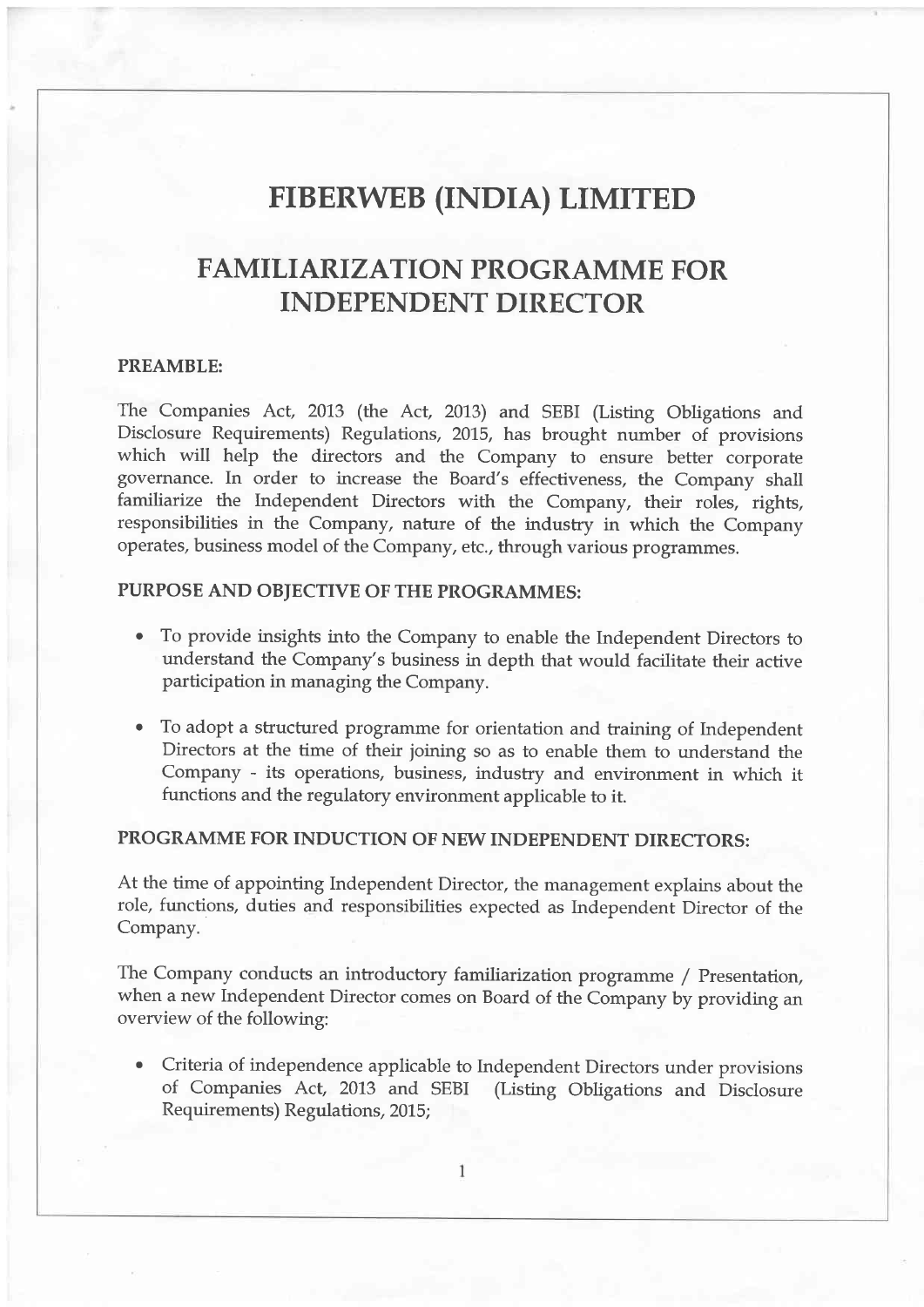# FIBERWEB (INDIA) LIMITED

# FAMILIARIZATION PROGRAMME FOR INDEPENDENT DIRECTOR

**PREAMBLE:**

The Companies Act, 2013 (the Act, 2013) and SEBI (Listing Obligations and Disclosure Requirements) Regulations, 2015, has brought number of provisions which will help the directors and the Company to ensure better corporate governance. In order to increase the Board's effectiveness, the Company shall familiarize the Independent Directors with the Company, their roles, rights, responsibilities in the Company, nature of the industry in which the Company operates, business model of the Company, etc., through various programmes.

**PURPOSE AND OBJECTIVE OF THE PROGRAMMES:**

- To provide insights into the Company to enable the Independent Directors to understand the Company's business in depth that would facilitate their active participation in managing the Company.
- To adopt a structured programme for orientation and training of Independent Directors at the time of their joining so as to enable them to understand the Company - its operations, business, industry and environment in which it functions and the regulatory environment applicable to it.

**PROGRAMME FOR INDUCTION OF NEW INDEPENDENT DIRECTORS:**

At the time of appointing Independent Director, the management explains about the role, functions, duties and responsibilities expected as Independent Director of the Company.

The Company conducts an introductory familiarization programme / Presentation, when a new Independent Director comes on Board of the Company by providing an overview of the following:

- Criteria of independence applicable to Independent Directors under provisions of Companies Act, 2013 and SEBI (Listing Obligations and Disclosure Requirements) Regulations, 2015;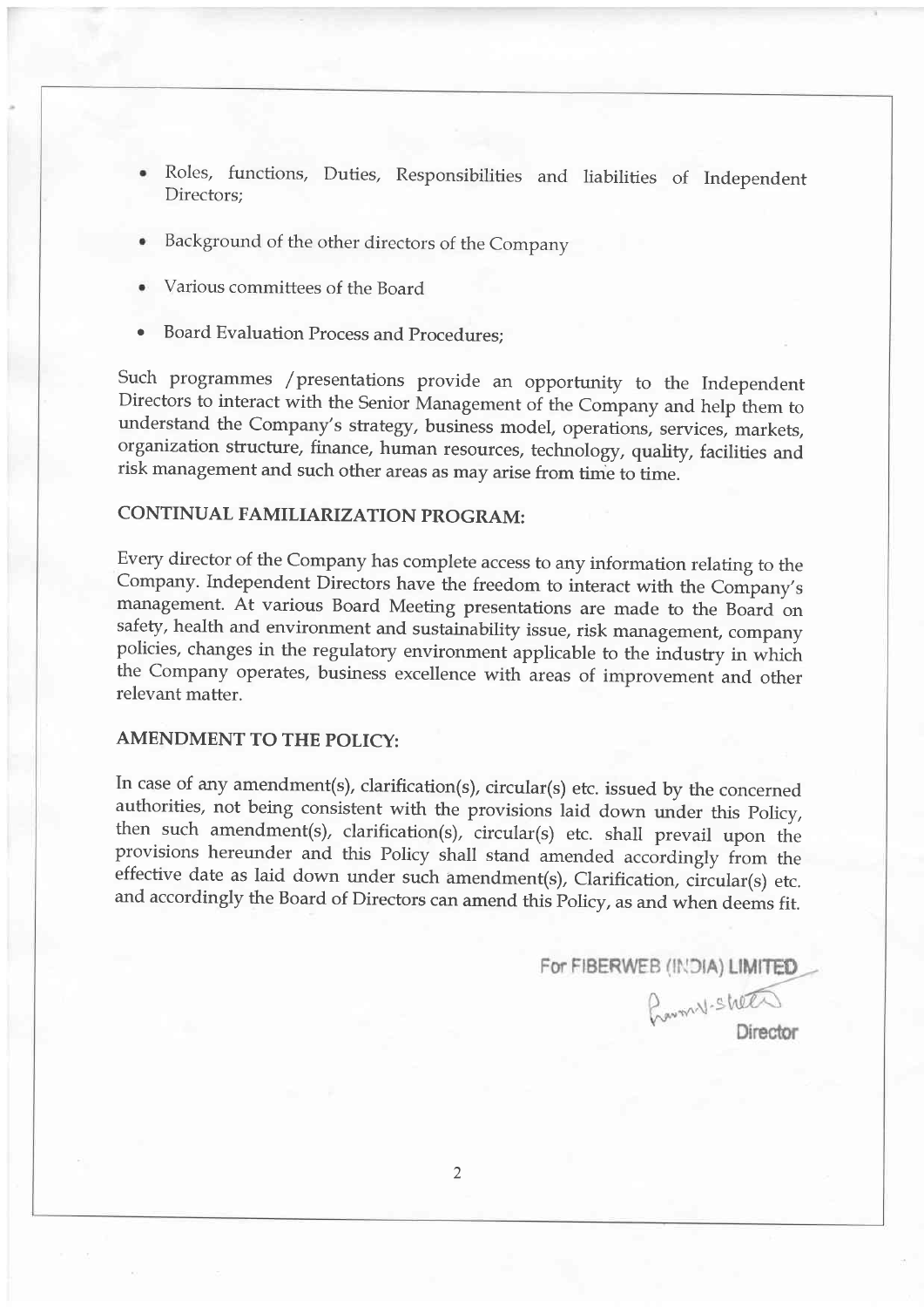- Roles, functions, Duties, Responsibilities and liabilities of Independent Directors;
- Background of the other directors of the Company
- Various committees of the Board
- Board Evaluation Process and Procedures;

Such programmes /presentations provide an opportunity to the Independent Directors to interact with the Senior Management of the Company and help them to understand the Company's strategy, business model, operations, services, markets, organization structure, finance, human resources, technology, quality, facilities and risk management and such other areas as may arise from time to time.

## CONTINUAL FAMILIARIZATION PROGRAM:

Every director of the Company has complete access to any information relating to the Company. Independent Directors have the freedom to interact with the Company's management. At various Board Meeting presentations are made to the Board on safety, health and environment and sustainability issue, risk management, company policies, changes in the regulatory environment applicable to the industry in which the Company operates, business excellence with areas of improvement and other relevant matter.

## AMENDMENT TO THE POLICY:

In case of any amendment(s), clarification(s), circular(s) etc. issued by the concerned authorities, not being consistent with the provisions laid down under this Policy, then such amendment(s), clarification(s), circular(s) etc. shall prevail upon the provisions hereunder and this Policy shall stand amended accordingly from the effective date as laid down under such amendment(s), Clarification, circular(s) etc. and accordingly the Board of Directors can amend this Policy, as and when deems fit.

For FIBERWEB (INDIA) LIMITED

Director